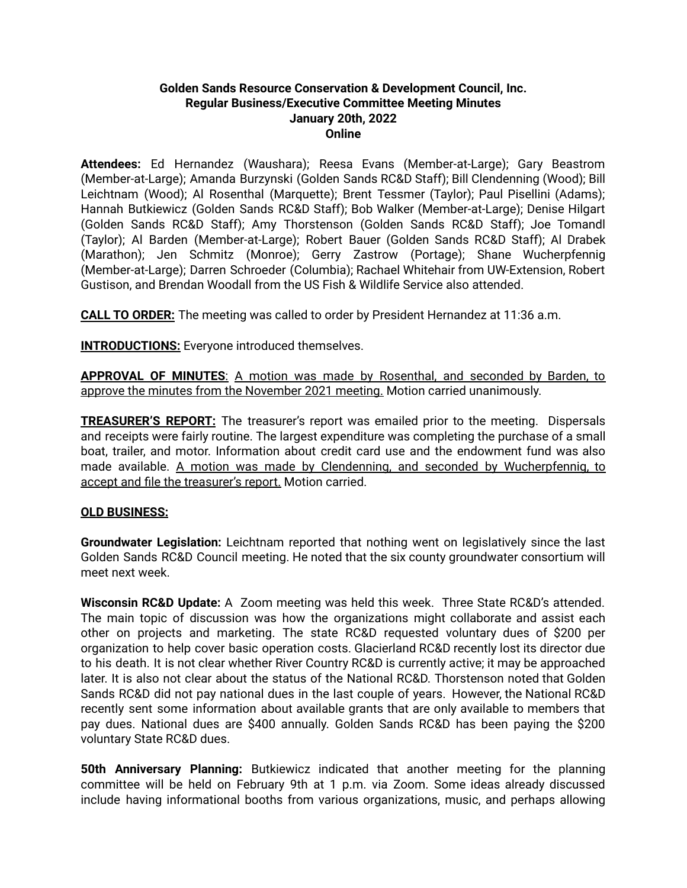**Golden Sands Resource Conservation & Development Council, Inc.**
**Regular Business/Executive Committee Meeting Minutes**
**January 20th, 2022**
**Online**

**Attendees:** Ed Hernandez (Waushara); Reesa Evans (Member-at-Large); Gary Beastrom (Member-at-Large); Amanda Burzynski (Golden Sands RC&D Staff); Bill Clendenning (Wood); Bill Leichtnam (Wood); Al Rosenthal (Marquette); Brent Tessmer (Taylor); Paul Pisellini (Adams); Hannah Butkiewicz (Golden Sands RC&D Staff); Bob Walker (Member-at-Large); Denise Hilgart (Golden Sands RC&D Staff); Amy Thorstenson (Golden Sands RC&D Staff); Joe Tomandl (Taylor); Al Barden (Member-at-Large); Robert Bauer (Golden Sands RC&D Staff); Al Drabek (Marathon); Jen Schmitz (Monroe); Gerry Zastrow (Portage); Shane Wucherpfennig (Member-at-Large); Darren Schroeder (Columbia); Rachael Whitehair from UW-Extension, Robert Gustison, and Brendan Woodall from the US Fish & Wildlife Service also attended.

**CALL TO ORDER:** The meeting was called to order by President Hernandez at 11:36 a.m.

**INTRODUCTIONS:** Everyone introduced themselves.

**APPROVAL OF MINUTES**: A motion was made by Rosenthal, and seconded by Barden, to approve the minutes from the November 2021 meeting. Motion carried unanimously.

**TREASURER'S REPORT:** The treasurer's report was emailed prior to the meeting. Dispersals and receipts were fairly routine. The largest expenditure was completing the purchase of a small boat, trailer, and motor. Information about credit card use and the endowment fund was also made available. A motion was made by Clendenning, and seconded by Wucherpfennig, to accept and file the treasurer's report. Motion carried.

**OLD BUSINESS:**

**Groundwater Legislation:** Leichtnam reported that nothing went on legislatively since the last Golden Sands RC&D Council meeting. He noted that the six county groundwater consortium will meet next week.

**Wisconsin RC&D Update:** A Zoom meeting was held this week. Three State RC&D's attended. The main topic of discussion was how the organizations might collaborate and assist each other on projects and marketing. The state RC&D requested voluntary dues of $200 per organization to help cover basic operation costs. Glacierland RC&D recently lost its director due to his death. It is not clear whether River Country RC&D is currently active; it may be approached later. It is also not clear about the status of the National RC&D. Thorstenson noted that Golden Sands RC&D did not pay national dues in the last couple of years. However, the National RC&D recently sent some information about available grants that are only available to members that pay dues. National dues are $400 annually. Golden Sands RC&D has been paying the $200 voluntary State RC&D dues.

**50th Anniversary Planning:** Butkiewicz indicated that another meeting for the planning committee will be held on February 9th at 1 p.m. via Zoom. Some ideas already discussed include having informational booths from various organizations, music, and perhaps allowing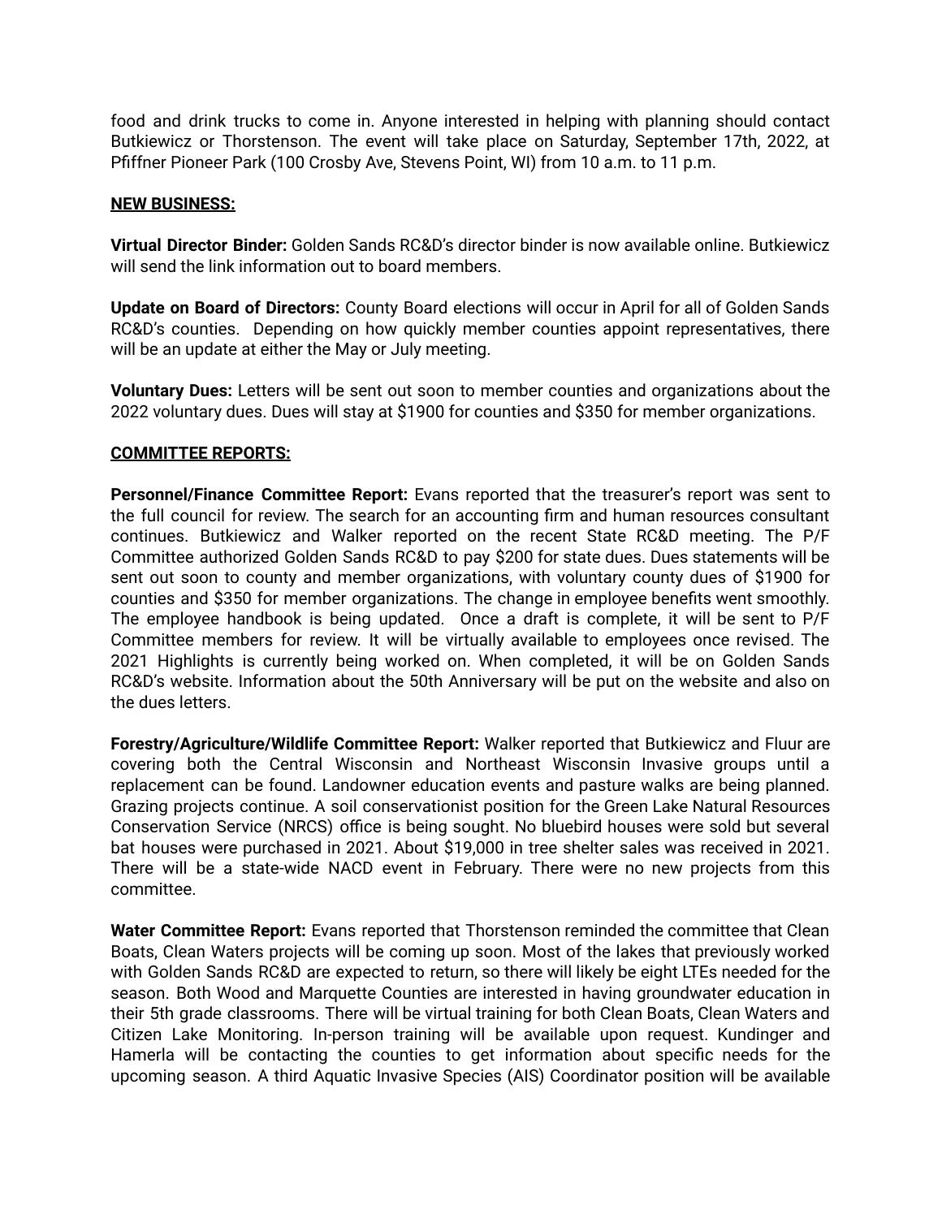food and drink trucks to come in. Anyone interested in helping with planning should contact Butkiewicz or Thorstenson. The event will take place on Saturday, September 17th, 2022, at Pfiffner Pioneer Park (100 Crosby Ave, Stevens Point, WI) from 10 a.m. to 11 p.m.

**NEW BUSINESS:**

**Virtual Director Binder:** Golden Sands RC&D's director binder is now available online. Butkiewicz will send the link information out to board members.

**Update on Board of Directors:** County Board elections will occur in April for all of Golden Sands RC&D's counties. Depending on how quickly member counties appoint representatives, there will be an update at either the May or July meeting.

**Voluntary Dues:** Letters will be sent out soon to member counties and organizations about the 2022 voluntary dues. Dues will stay at $1900 for counties and $350 for member organizations.

**COMMITTEE REPORTS:**

**Personnel/Finance Committee Report:** Evans reported that the treasurer's report was sent to the full council for review. The search for an accounting firm and human resources consultant continues. Butkiewicz and Walker reported on the recent State RC&D meeting. The P/F Committee authorized Golden Sands RC&D to pay $200 for state dues. Dues statements will be sent out soon to county and member organizations, with voluntary county dues of $1900 for counties and $350 for member organizations. The change in employee benefits went smoothly. The employee handbook is being updated. Once a draft is complete, it will be sent to P/F Committee members for review. It will be virtually available to employees once revised. The 2021 Highlights is currently being worked on. When completed, it will be on Golden Sands RC&D's website. Information about the 50th Anniversary will be put on the website and also on the dues letters.

**Forestry/Agriculture/Wildlife Committee Report:** Walker reported that Butkiewicz and Fluur are covering both the Central Wisconsin and Northeast Wisconsin Invasive groups until a replacement can be found. Landowner education events and pasture walks are being planned. Grazing projects continue. A soil conservationist position for the Green Lake Natural Resources Conservation Service (NRCS) office is being sought. No bluebird houses were sold but several bat houses were purchased in 2021. About $19,000 in tree shelter sales was received in 2021. There will be a state-wide NACD event in February. There were no new projects from this committee.

**Water Committee Report:** Evans reported that Thorstenson reminded the committee that Clean Boats, Clean Waters projects will be coming up soon. Most of the lakes that previously worked with Golden Sands RC&D are expected to return, so there will likely be eight LTEs needed for the season. Both Wood and Marquette Counties are interested in having groundwater education in their 5th grade classrooms. There will be virtual training for both Clean Boats, Clean Waters and Citizen Lake Monitoring. In-person training will be available upon request. Kundinger and Hamerla will be contacting the counties to get information about specific needs for the upcoming season. A third Aquatic Invasive Species (AIS) Coordinator position will be available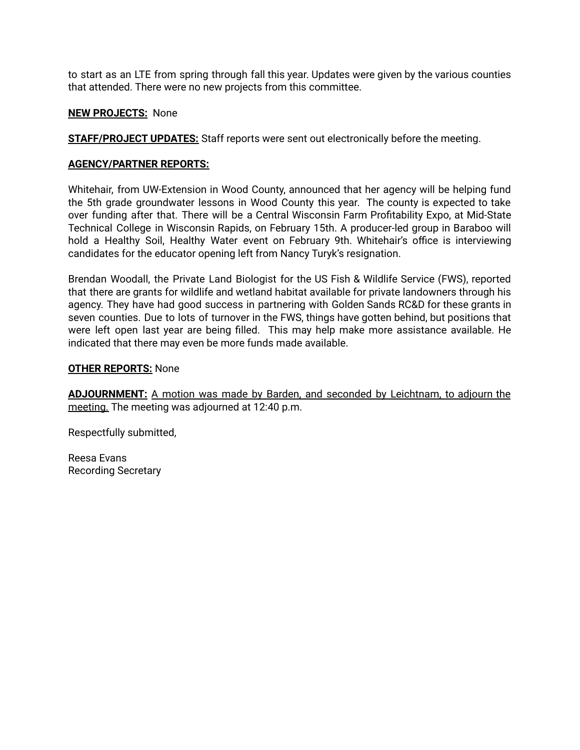to start as an LTE from spring through fall this year. Updates were given by the various counties that attended. There were no new projects from this committee.

**NEW PROJECTS:** None

**STAFF/PROJECT UPDATES:** Staff reports were sent out electronically before the meeting.

**AGENCY/PARTNER REPORTS:**

Whitehair, from UW-Extension in Wood County, announced that her agency will be helping fund the 5th grade groundwater lessons in Wood County this year. The county is expected to take over funding after that. There will be a Central Wisconsin Farm Profitability Expo, at Mid-State Technical College in Wisconsin Rapids, on February 15th. A producer-led group in Baraboo will hold a Healthy Soil, Healthy Water event on February 9th. Whitehair's office is interviewing candidates for the educator opening left from Nancy Turyk's resignation.

Brendan Woodall, the Private Land Biologist for the US Fish & Wildlife Service (FWS), reported that there are grants for wildlife and wetland habitat available for private landowners through his agency. They have had good success in partnering with Golden Sands RC&D for these grants in seven counties. Due to lots of turnover in the FWS, things have gotten behind, but positions that were left open last year are being filled. This may help make more assistance available. He indicated that there may even be more funds made available.

**OTHER REPORTS:** None

**ADJOURNMENT:** A motion was made by Barden, and seconded by Leichtnam, to adjourn the meeting. The meeting was adjourned at 12:40 p.m.

Respectfully submitted,

Reesa Evans
Recording Secretary